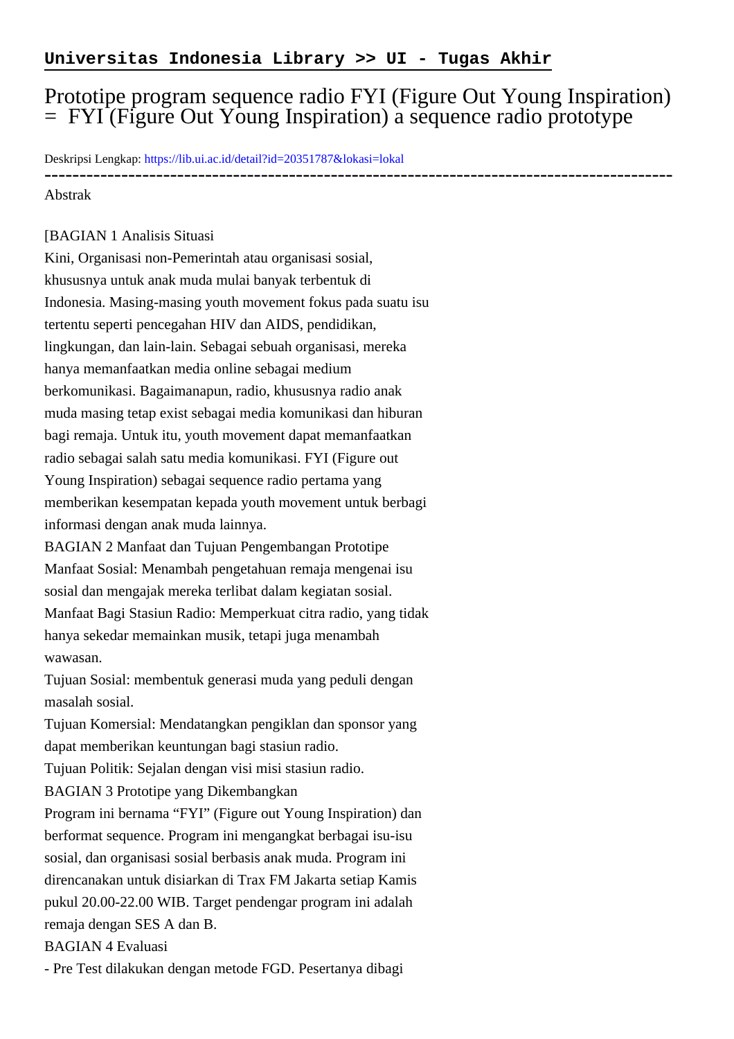**Universitas Indonesia Library >> UI - Tugas Akhir**

# Prototipe program sequence radio FYI (Figure Out Young Inspiration) = FYI (Figure Out Young Inspiration) a sequence radio prototype

Deskripsi Lengkap: https://lib.ui.ac.id/detail?id=20351787&lokasi=lokal

------------------------------------------------------------------------------------------

Abstrak

[BAGIAN 1 Analisis Situasi
Kini, Organisasi non-Pemerintah atau organisasi sosial, khususnya untuk anak muda mulai banyak terbentuk di Indonesia. Masing-masing youth movement fokus pada suatu isu tertentu seperti pencegahan HIV dan AIDS, pendidikan, lingkungan, dan lain-lain. Sebagai sebuah organisasi, mereka hanya memanfaatkan media online sebagai medium berkomunikasi. Bagaimanapun, radio, khususnya radio anak muda masing tetap exist sebagai media komunikasi dan hiburan bagi remaja. Untuk itu, youth movement dapat memanfaatkan radio sebagai salah satu media komunikasi. FYI (Figure out Young Inspiration) sebagai sequence radio pertama yang memberikan kesempatan kepada youth movement untuk berbagi informasi dengan anak muda lainnya.
BAGIAN 2 Manfaat dan Tujuan Pengembangan Prototipe
Manfaat Sosial: Menambah pengetahuan remaja mengenai isu sosial dan mengajak mereka terlibat dalam kegiatan sosial.
Manfaat Bagi Stasiun Radio: Memperkuat citra radio, yang tidak hanya sekedar memainkan musik, tetapi juga menambah wawasan.
Tujuan Sosial: membentuk generasi muda yang peduli dengan masalah sosial.
Tujuan Komersial: Mendatangkan pengiklan dan sponsor yang dapat memberikan keuntungan bagi stasiun radio.
Tujuan Politik: Sejalan dengan visi misi stasiun radio.
BAGIAN 3 Prototipe yang Dikembangkan
Program ini bernama “FYI” (Figure out Young Inspiration) dan berformat sequence. Program ini mengangkat berbagai isu-isu sosial, dan organisasi sosial berbasis anak muda. Program ini direncanakan untuk disiarkan di Trax FM Jakarta setiap Kamis pukul 20.00-22.00 WIB. Target pendengar program ini adalah remaja dengan SES A dan B.
BAGIAN 4 Evaluasi
- Pre Test dilakukan dengan metode FGD. Pesertanya dibagi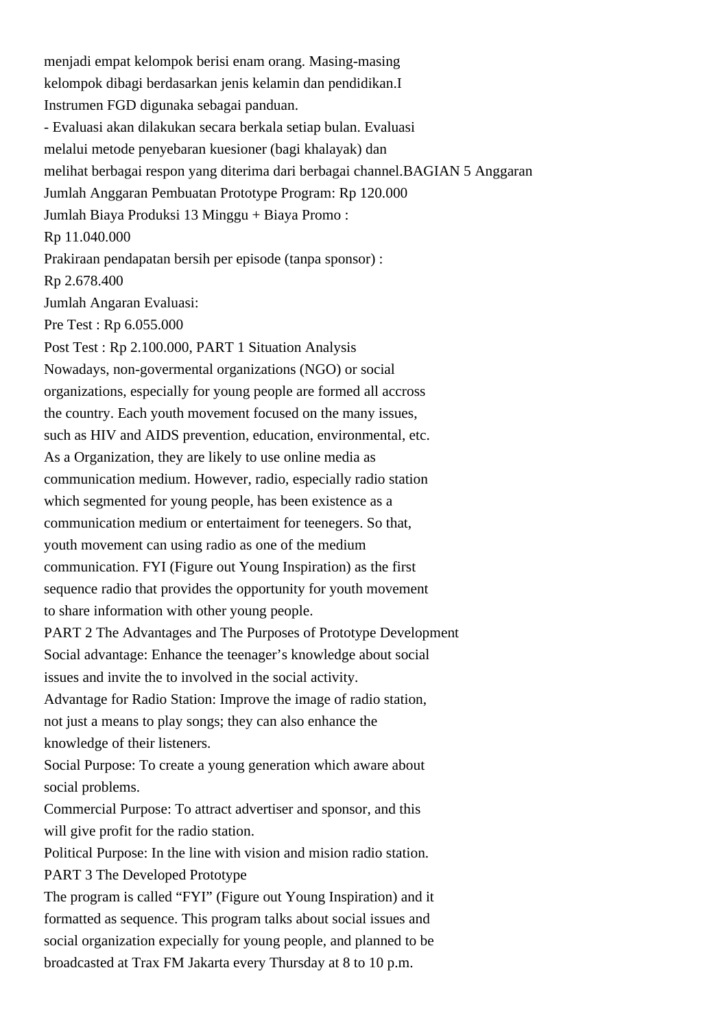menjadi empat kelompok berisi enam orang. Masing-masing kelompok dibagi berdasarkan jenis kelamin dan pendidikan.I Instrumen FGD digunaka sebagai panduan.

- Evaluasi akan dilakukan secara berkala setiap bulan. Evaluasi melalui metode penyebaran kuesioner (bagi khalayak) dan melihat berbagai respon yang diterima dari berbagai channel.BAGIAN 5 Anggaran

Jumlah Anggaran Pembuatan Prototype Program: Rp 120.000

Jumlah Biaya Produksi 13 Minggu + Biaya Promo :

Rp 11.040.000

Prakiraan pendapatan bersih per episode (tanpa sponsor) :

Rp 2.678.400

Jumlah Angaran Evaluasi:

Pre Test : Rp 6.055.000

Post Test : Rp 2.100.000, PART 1 Situation Analysis

Nowadays, non-govermental organizations (NGO) or social organizations, especially for young people are formed all accross the country. Each youth movement focused on the many issues, such as HIV and AIDS prevention, education, environmental, etc. As a Organization, they are likely to use online media as communication medium. However, radio, especially radio station which segmented for young people, has been existence as a communication medium or entertaiment for teenegers. So that, youth movement can using radio as one of the medium communication. FYI (Figure out Young Inspiration) as the first sequence radio that provides the opportunity for youth movement to share information with other young people.

PART 2 The Advantages and The Purposes of Prototype Development

Social advantage: Enhance the teenager’s knowledge about social issues and invite the to involved in the social activity.

Advantage for Radio Station: Improve the image of radio station, not just a means to play songs; they can also enhance the knowledge of their listeners.

Social Purpose: To create a young generation which aware about social problems.

Commercial Purpose: To attract advertiser and sponsor, and this will give profit for the radio station.

Political Purpose: In the line with vision and mision radio station.

PART 3 The Developed Prototype

The program is called “FYI” (Figure out Young Inspiration) and it formatted as sequence. This program talks about social issues and social organization expecially for young people, and planned to be broadcasted at Trax FM Jakarta every Thursday at 8 to 10 p.m.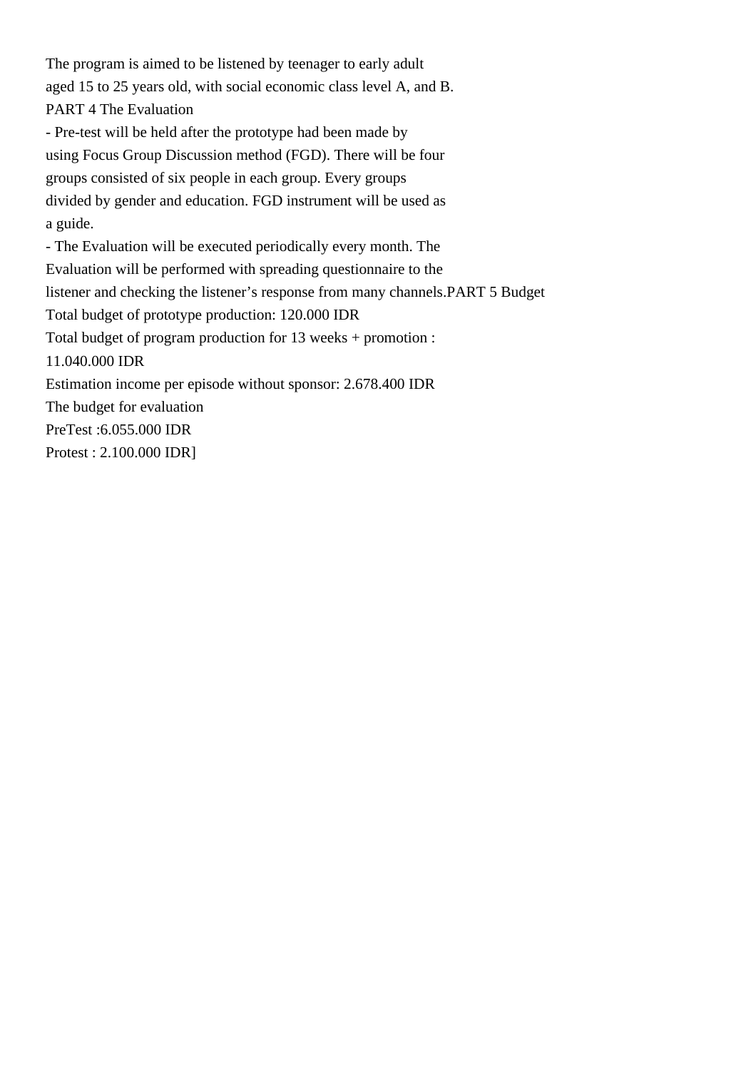The program is aimed to be listened by teenager to early adult aged 15 to 25 years old, with social economic class level A, and B.

## PART 4 The Evaluation

- Pre-test will be held after the prototype had been made by using Focus Group Discussion method (FGD). There will be four groups consisted of six people in each group. Every groups divided by gender and education. FGD instrument will be used as a guide.
- The Evaluation will be executed periodically every month. The Evaluation will be performed with spreading questionnaire to the listener and checking the listener's response from many channels.

## PART 5 Budget

Total budget of prototype production: 120.000 IDR

Total budget of program production for 13 weeks + promotion : 11.040.000 IDR

Estimation income per episode without sponsor: 2.678.400 IDR

The budget for evaluation

PreTest :6.055.000 IDR

Protest : 2.100.000 IDR]